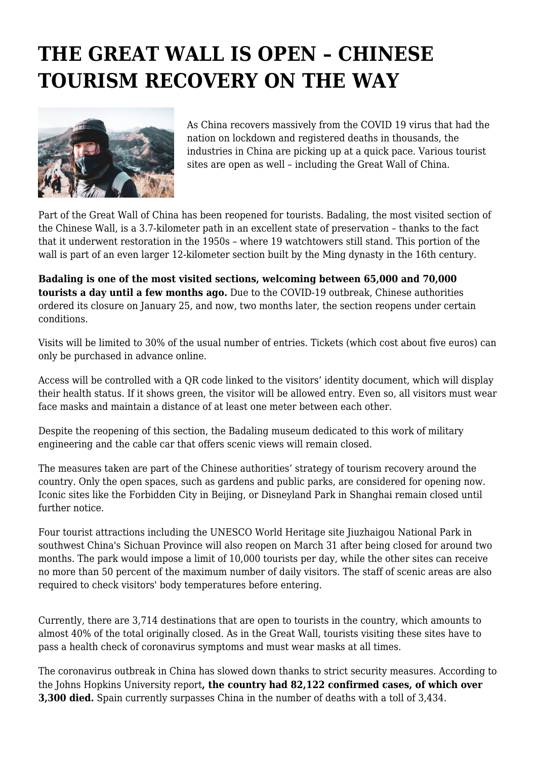# THE GREAT WALL IS OPEN – CHINESE TOURISM RECOVERY ON THE WAY

As China recovers massively from the COVID 19 virus that had the nation on lockdown and registered deaths in thousands, the industries in China are picking up at a quick pace. Various tourist sites are open as well – including the Great Wall of China.

Part of the Great Wall of China has been reopened for tourists. Badaling, the most visited section of the Chinese Wall, is a 3.7-kilometer path in an excellent state of preservation – thanks to the fact that it underwent restoration in the 1950s – where 19 watchtowers still stand. This portion of the wall is part of an even larger 12-kilometer section built by the Ming dynasty in the 16th century.

**Badaling is one of the most visited sections, welcoming between 65,000 and 70,000 tourists a day until a few months ago.** Due to the COVID-19 outbreak, Chinese authorities ordered its closure on January 25, and now, two months later, the section reopens under certain conditions.

Visits will be limited to 30% of the usual number of entries. Tickets (which cost about five euros) can only be purchased in advance online.

Access will be controlled with a QR code linked to the visitors' identity document, which will display their health status. If it shows green, the visitor will be allowed entry. Even so, all visitors must wear face masks and maintain a distance of at least one meter between each other.

Despite the reopening of this section, the Badaling museum dedicated to this work of military engineering and the cable car that offers scenic views will remain closed.

The measures taken are part of the Chinese authorities' strategy of tourism recovery around the country. Only the open spaces, such as gardens and public parks, are considered for opening now. Iconic sites like the Forbidden City in Beijing, or Disneyland Park in Shanghai remain closed until further notice.

Four tourist attractions including the UNESCO World Heritage site Jiuzhaigou National Park in southwest China's Sichuan Province will also reopen on March 31 after being closed for around two months. The park would impose a limit of 10,000 tourists per day, while the other sites can receive no more than 50 percent of the maximum number of daily visitors. The staff of scenic areas are also required to check visitors' body temperatures before entering.

Currently, there are 3,714 destinations that are open to tourists in the country, which amounts to almost 40% of the total originally closed. As in the Great Wall, tourists visiting these sites have to pass a health check of coronavirus symptoms and must wear masks at all times.

The coronavirus outbreak in China has slowed down thanks to strict security measures. According to the Johns Hopkins University report**, the country had 82,122 confirmed cases, of which over 3,300 died.** Spain currently surpasses China in the number of deaths with a toll of 3,434.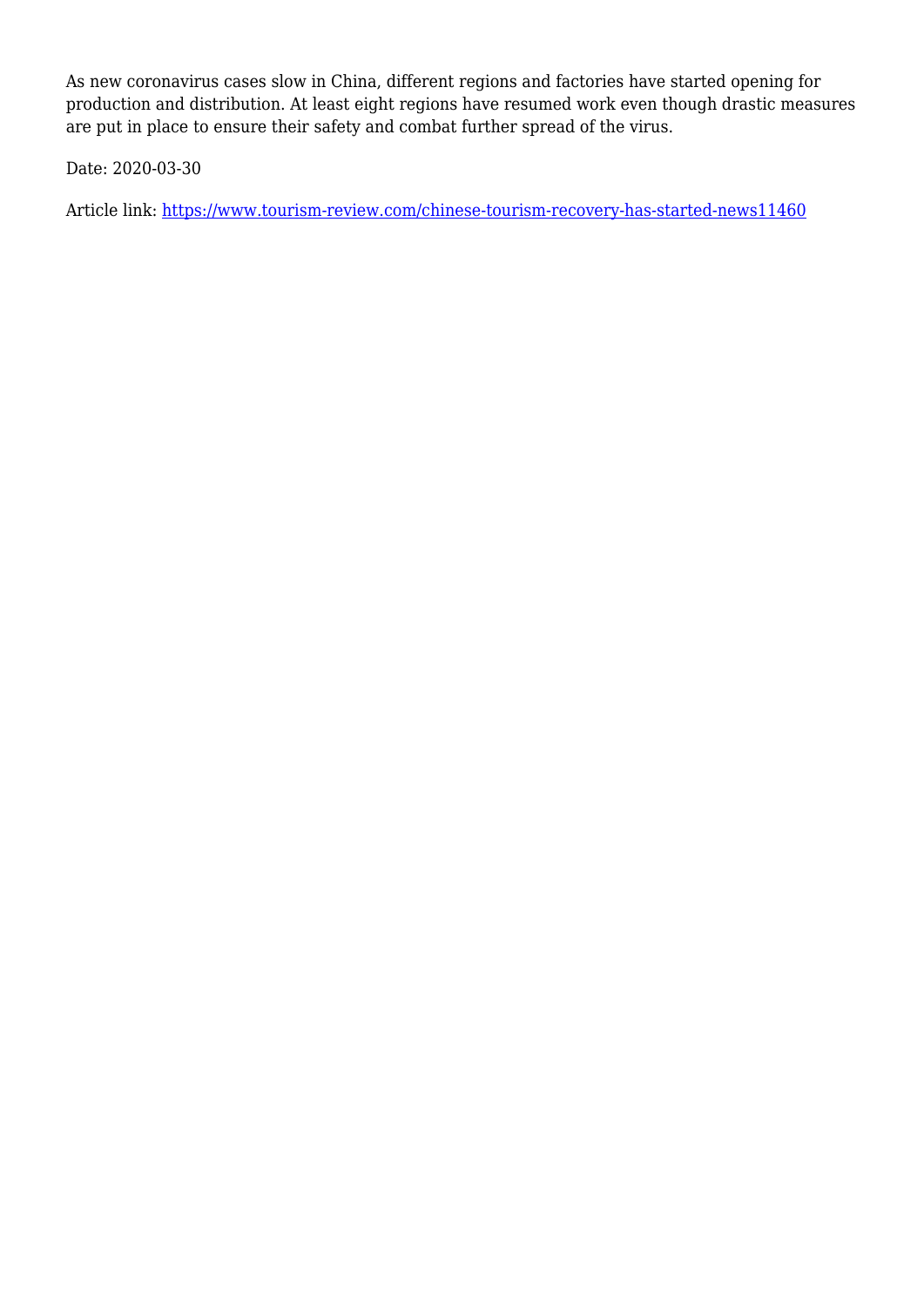As new coronavirus cases slow in China, different regions and factories have started opening for production and distribution. At least eight regions have resumed work even though drastic measures are put in place to ensure their safety and combat further spread of the virus.

Date: 2020-03-30

Article link: [https://www.tourism-review.com/chinese-tourism-recovery-has-started-news11460](https://www.tourism-review.com/chinese-tourism-recovery-has-started-news11460)